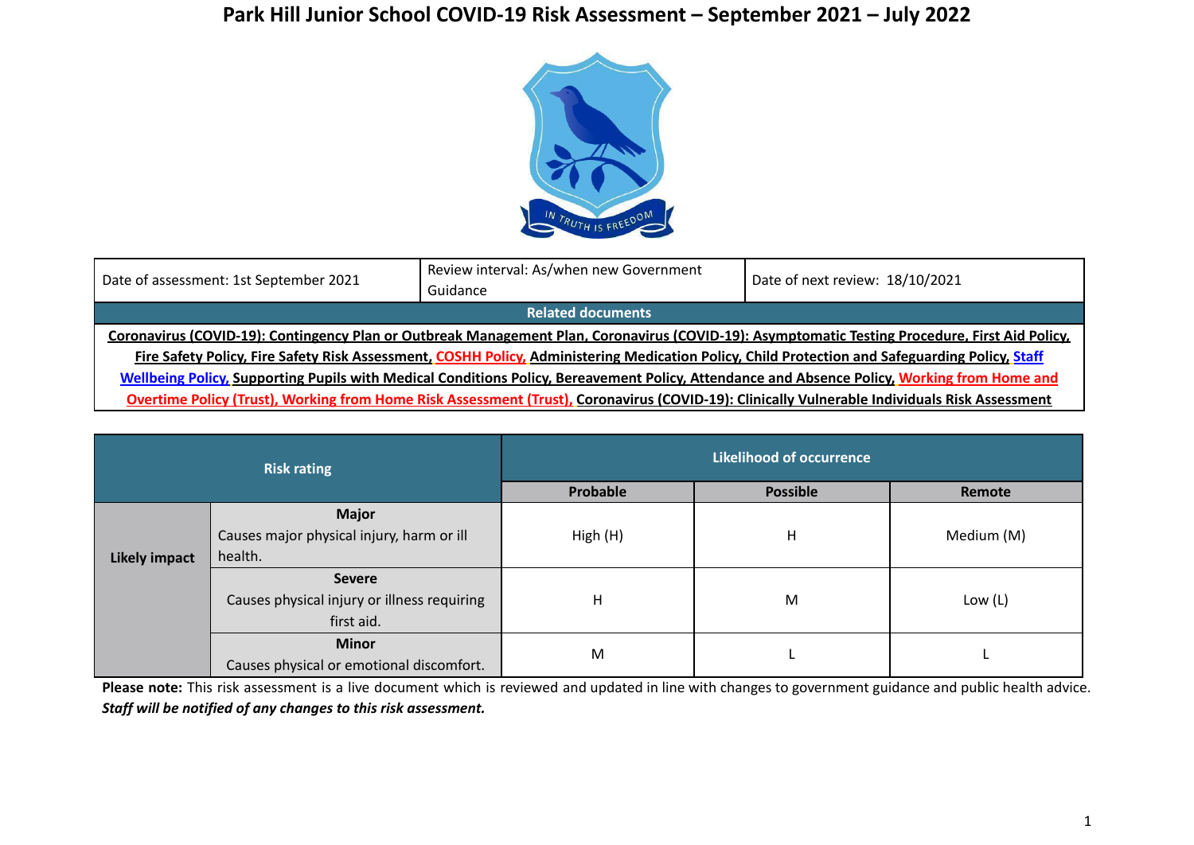# Park Hill Junior School COVID-19 Risk Assessment – September 2021 – July 2022

| Date of assessment: 1st September 2021 | Review interval: As/when new Government Guidance | Date of next review: 18/10/2021 |
|---|---|---|
| **Related documents** | | |
| **Coronavirus (COVID-19): Contingency Plan or Outbreak Management Plan, Coronavirus (COVID-19): Asymptomatic Testing Procedure, First Aid Policy, Fire Safety Policy, Fire Safety Risk Assessment, COSHH Policy, Administering Medication Policy, Child Protection and Safeguarding Policy, Staff Wellbeing Policy, Supporting Pupils with Medical Conditions Policy, Bereavement Policy, Attendance and Absence Policy, Working from Home and Overtime Policy (Trust), Working from Home Risk Assessment (Trust), Coronavirus (COVID-19): Clinically Vulnerable Individuals Risk Assessment** | | |

| **Risk rating** | | **Likelihood of occurrence** | | |
|---|---|---|---|---|
| | | **Probable** | **Possible** | **Remote** |
| **Likely impact** | **Major** Causes major physical injury, harm or ill health. | High (H) | H | Medium (M) |
| | **Severe** Causes physical injury or illness requiring first aid. | H | M | Low (L) |
| | **Minor** Causes physical or emotional discomfort. | M | L | L |

**Please note:** This risk assessment is a live document which is reviewed and updated in line with changes to government guidance and public health advice. ***Staff will be notified of any changes to this risk assessment.***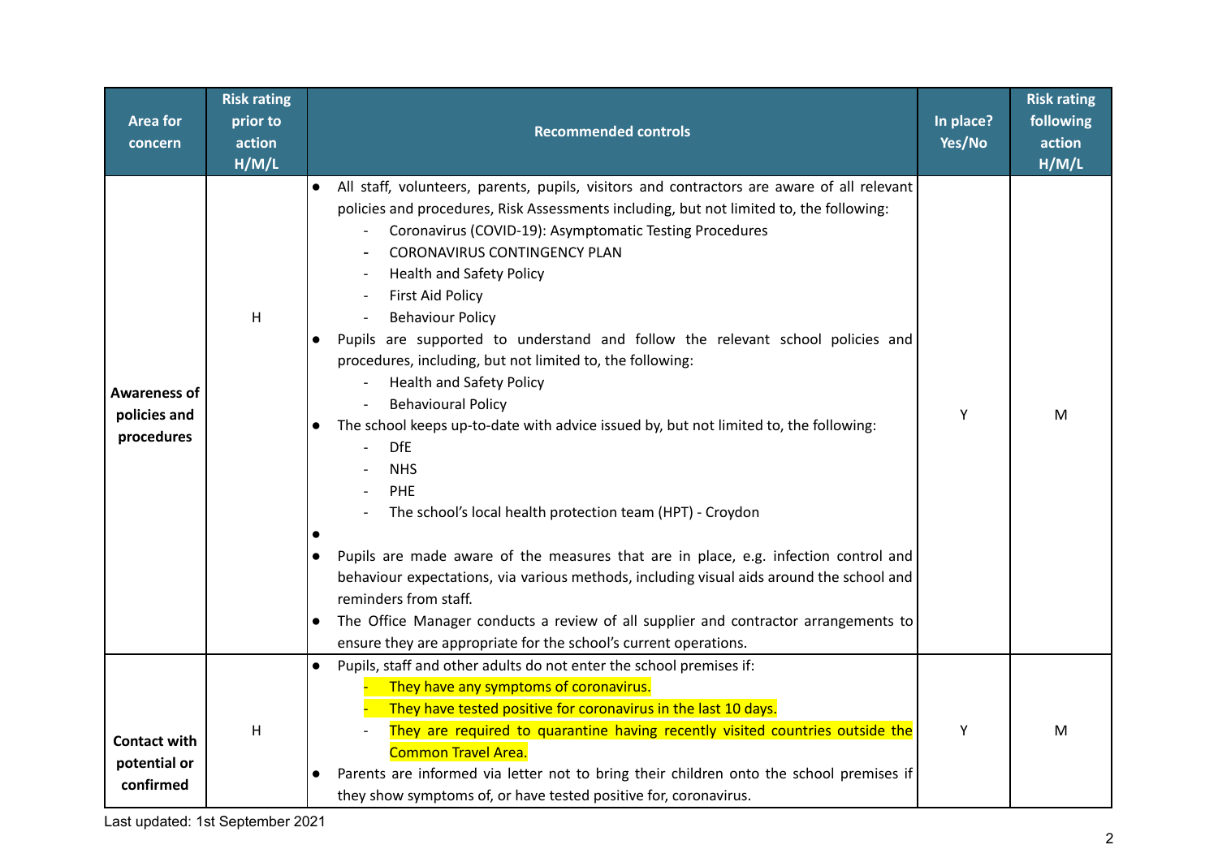| Area for concern | Risk rating prior to action H/M/L | Recommended controls | In place? Yes/No | Risk rating following action H/M/L |
| --- | --- | --- | --- | --- |
| **Awareness of policies and procedures** | H | • All staff, volunteers, parents, pupils, visitors and contractors are aware of all relevant policies and procedures, Risk Assessments including, but not limited to, the following:<br>- Coronavirus (COVID-19): Asymptomatic Testing Procedures<br>- CORONAVIRUS CONTINGENCY PLAN<br>- Health and Safety Policy<br>- First Aid Policy<br>- Behaviour Policy<br>• Pupils are supported to understand and follow the relevant school policies and procedures, including, but not limited to, the following:<br>- Health and Safety Policy<br>- Behavioural Policy<br>• The school keeps up-to-date with advice issued by, but not limited to, the following:<br>- DfE<br>- NHS<br>- PHE<br>- The school's local health protection team (HPT) - Croydon<br>•<br>• Pupils are made aware of the measures that are in place, e.g. infection control and behaviour expectations, via various methods, including visual aids around the school and reminders from staff.<br>• The Office Manager conducts a review of all supplier and contractor arrangements to ensure they are appropriate for the school's current operations. | Y | M |
| **Contact with potential or confirmed** | H | • Pupils, staff and other adults do not enter the school premises if:<br>- They have any symptoms of coronavirus.<br>- They have tested positive for coronavirus in the last 10 days.<br>- They are required to quarantine having recently visited countries outside the Common Travel Area.<br>• Parents are informed via letter not to bring their children onto the school premises if they show symptoms of, or have tested positive for, coronavirus. | Y | M |

Last updated: 1st September 2021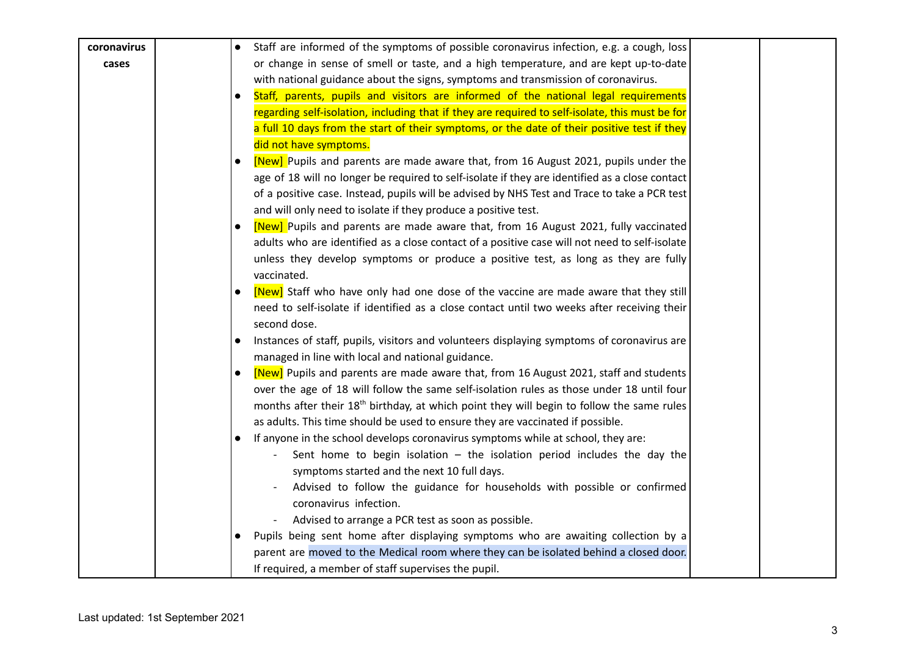| | | | | |
|---|---|---|---|---|
| **coronavirus cases** | | • Staff are informed of the symptoms of possible coronavirus infection, e.g. a cough, loss or change in sense of smell or taste, and a high temperature, and are kept up-to-date with national guidance about the signs, symptoms and transmission of coronavirus.<br>• Staff, parents, pupils and visitors are informed of the national legal requirements regarding self-isolation, including that if they are required to self-isolate, this must be for a full 10 days from the start of their symptoms, or the date of their positive test if they did not have symptoms.<br>• [New] Pupils and parents are made aware that, from 16 August 2021, pupils under the age of 18 will no longer be required to self-isolate if they are identified as a close contact of a positive case. Instead, pupils will be advised by NHS Test and Trace to take a PCR test and will only need to isolate if they produce a positive test.<br>• [New] Pupils and parents are made aware that, from 16 August 2021, fully vaccinated adults who are identified as a close contact of a positive case will not need to self-isolate unless they develop symptoms or produce a positive test, as long as they are fully vaccinated.<br>• [New] Staff who have only had one dose of the vaccine are made aware that they still need to self-isolate if identified as a close contact until two weeks after receiving their second dose.<br>• Instances of staff, pupils, visitors and volunteers displaying symptoms of coronavirus are managed in line with local and national guidance.<br>• [New] Pupils and parents are made aware that, from 16 August 2021, staff and students over the age of 18 will follow the same self-isolation rules as those under 18 until four months after their 18th birthday, at which point they will begin to follow the same rules as adults. This time should be used to ensure they are vaccinated if possible.<br>• If anyone in the school develops coronavirus symptoms while at school, they are:<br>&nbsp;&nbsp;- Sent home to begin isolation – the isolation period includes the day the symptoms started and the next 10 full days.<br>&nbsp;&nbsp;- Advised to follow the guidance for households with possible or confirmed coronavirus infection.<br>&nbsp;&nbsp;- Advised to arrange a PCR test as soon as possible.<br>• Pupils being sent home after displaying symptoms who are awaiting collection by a parent are moved to the Medical room where they can be isolated behind a closed door. If required, a member of staff supervises the pupil. | | |

Last updated: 1st September 2021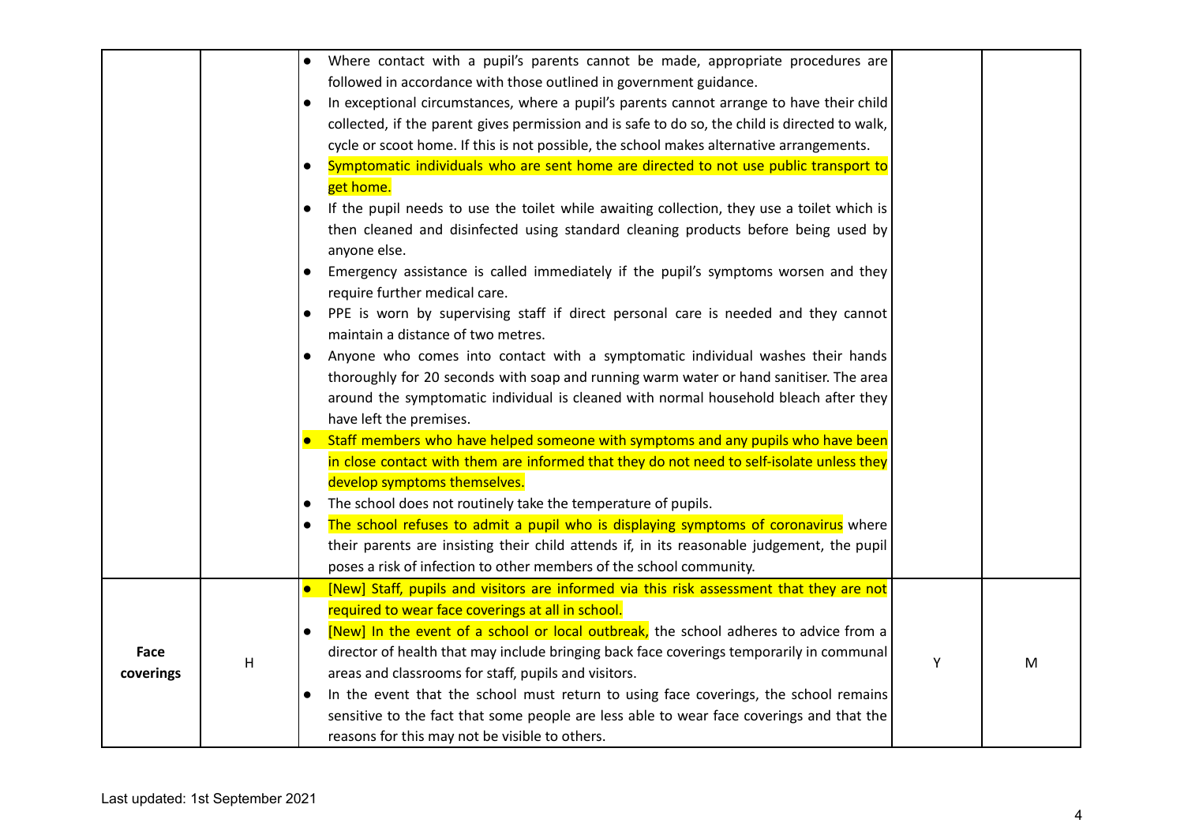| | | | | |
|---|---|---|---|---|
| | | • Where contact with a pupil's parents cannot be made, appropriate procedures are followed in accordance with those outlined in government guidance.<br>• In exceptional circumstances, where a pupil's parents cannot arrange to have their child collected, if the parent gives permission and is safe to do so, the child is directed to walk, cycle or scoot home. If this is not possible, the school makes alternative arrangements.<br>• Symptomatic individuals who are sent home are directed to not use public transport to get home.<br>• If the pupil needs to use the toilet while awaiting collection, they use a toilet which is then cleaned and disinfected using standard cleaning products before being used by anyone else.<br>• Emergency assistance is called immediately if the pupil's symptoms worsen and they require further medical care.<br>• PPE is worn by supervising staff if direct personal care is needed and they cannot maintain a distance of two metres.<br>• Anyone who comes into contact with a symptomatic individual washes their hands thoroughly for 20 seconds with soap and running warm water or hand sanitiser. The area around the symptomatic individual is cleaned with normal household bleach after they have left the premises.<br>• Staff members who have helped someone with symptoms and any pupils who have been in close contact with them are informed that they do not need to self-isolate unless they develop symptoms themselves.<br>• The school does not routinely take the temperature of pupils.<br>• The school refuses to admit a pupil who is displaying symptoms of coronavirus where their parents are insisting their child attends if, in its reasonable judgement, the pupil poses a risk of infection to other members of the school community. | | |
| **Face coverings** | H | • [New] Staff, pupils and visitors are informed via this risk assessment that they are not required to wear face coverings at all in school.<br>• [New] In the event of a school or local outbreak, the school adheres to advice from a director of health that may include bringing back face coverings temporarily in communal areas and classrooms for staff, pupils and visitors.<br>• In the event that the school must return to using face coverings, the school remains sensitive to the fact that some people are less able to wear face coverings and that the reasons for this may not be visible to others. | Y | M |

Last updated: 1st September 2021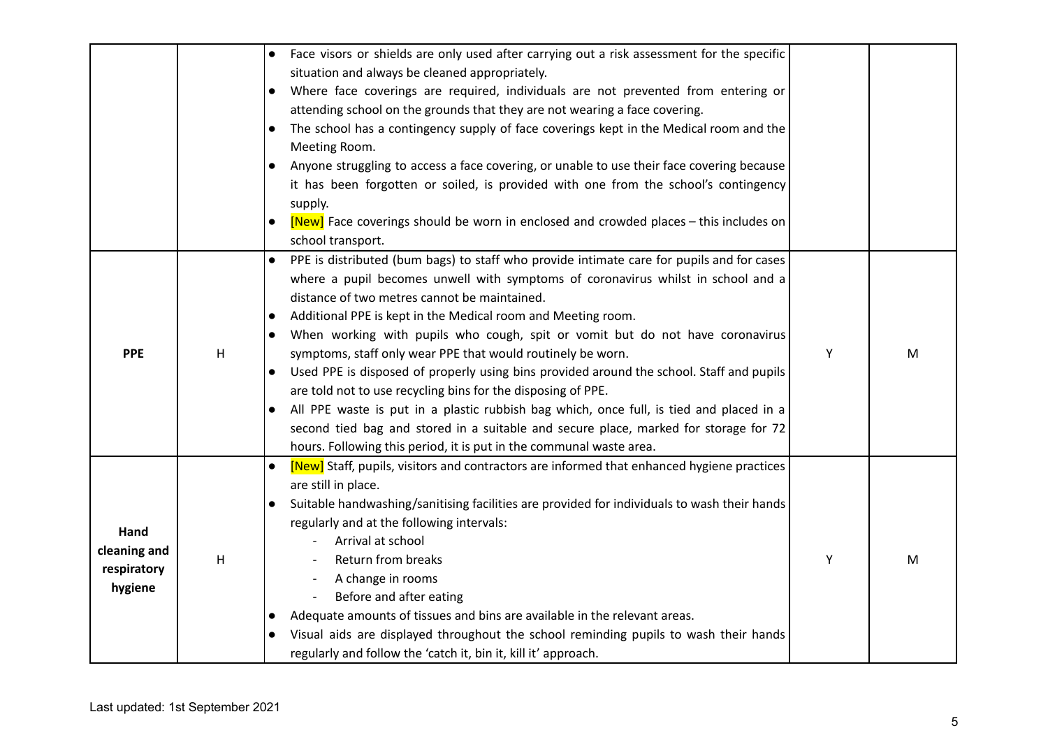| | | | | |
|---|---|---|---|---|
| | | • Face visors or shields are only used after carrying out a risk assessment for the specific situation and always be cleaned appropriately.<br>• Where face coverings are required, individuals are not prevented from entering or attending school on the grounds that they are not wearing a face covering.<br>• The school has a contingency supply of face coverings kept in the Medical room and the Meeting Room.<br>• Anyone struggling to access a face covering, or unable to use their face covering because it has been forgotten or soiled, is provided with one from the school's contingency supply.<br>• [New] Face coverings should be worn in enclosed and crowded places – this includes on school transport. | | |
| **PPE** | H | • PPE is distributed (bum bags) to staff who provide intimate care for pupils and for cases where a pupil becomes unwell with symptoms of coronavirus whilst in school and a distance of two metres cannot be maintained.<br>• Additional PPE is kept in the Medical room and Meeting room.<br>• When working with pupils who cough, spit or vomit but do not have coronavirus symptoms, staff only wear PPE that would routinely be worn.<br>• Used PPE is disposed of properly using bins provided around the school. Staff and pupils are told not to use recycling bins for the disposing of PPE.<br>• All PPE waste is put in a plastic rubbish bag which, once full, is tied and placed in a second tied bag and stored in a suitable and secure place, marked for storage for 72 hours. Following this period, it is put in the communal waste area. | Y | M |
| **Hand cleaning and respiratory hygiene** | H | • [New] Staff, pupils, visitors and contractors are informed that enhanced hygiene practices are still in place.<br>• Suitable handwashing/sanitising facilities are provided for individuals to wash their hands regularly and at the following intervals:<br>&nbsp;&nbsp;- Arrival at school<br>&nbsp;&nbsp;- Return from breaks<br>&nbsp;&nbsp;- A change in rooms<br>&nbsp;&nbsp;- Before and after eating<br>• Adequate amounts of tissues and bins are available in the relevant areas.<br>• Visual aids are displayed throughout the school reminding pupils to wash their hands regularly and follow the 'catch it, bin it, kill it' approach. | Y | M |

Last updated: 1st September 2021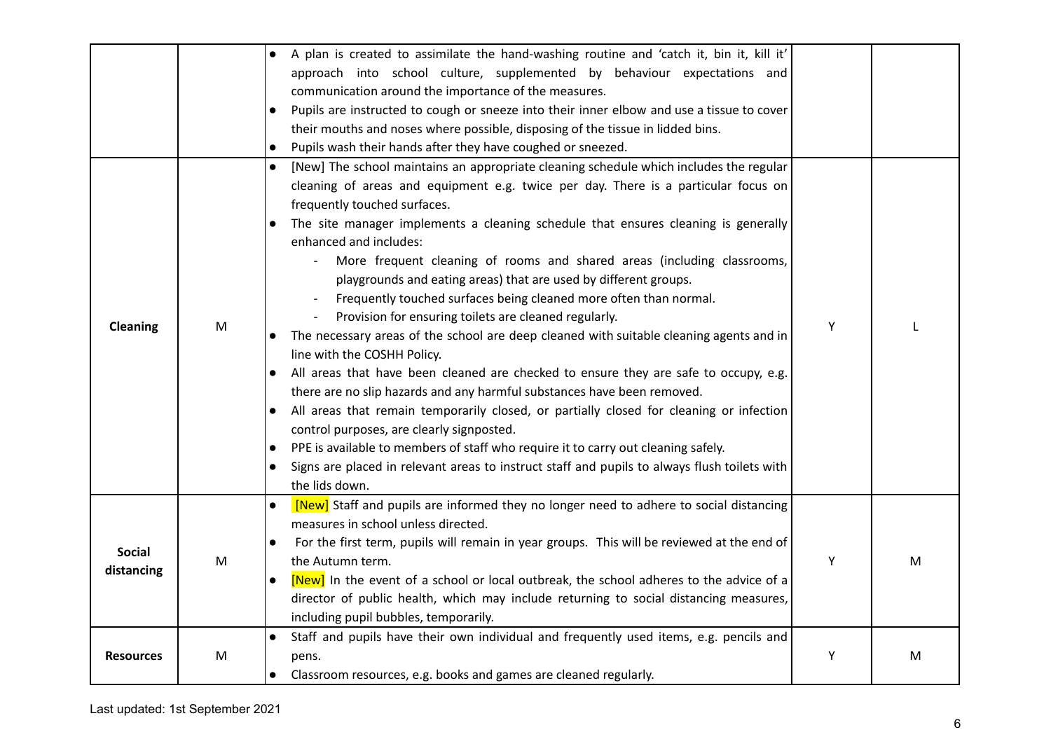| | | | | |
|---|---|---|---|---|
| | | • A plan is created to assimilate the hand-washing routine and 'catch it, bin it, kill it' approach into school culture, supplemented by behaviour expectations and communication around the importance of the measures.<br>• Pupils are instructed to cough or sneeze into their inner elbow and use a tissue to cover their mouths and noses where possible, disposing of the tissue in lidded bins.<br>• Pupils wash their hands after they have coughed or sneezed. | | |
| **Cleaning** | M | • [New] The school maintains an appropriate cleaning schedule which includes the regular cleaning of areas and equipment e.g. twice per day. There is a particular focus on frequently touched surfaces.<br>• The site manager implements a cleaning schedule that ensures cleaning is generally enhanced and includes:<br>  - More frequent cleaning of rooms and shared areas (including classrooms, playgrounds and eating areas) that are used by different groups.<br>  - Frequently touched surfaces being cleaned more often than normal.<br>  - Provision for ensuring toilets are cleaned regularly.<br>• The necessary areas of the school are deep cleaned with suitable cleaning agents and in line with the COSHH Policy.<br>• All areas that have been cleaned are checked to ensure they are safe to occupy, e.g. there are no slip hazards and any harmful substances have been removed.<br>• All areas that remain temporarily closed, or partially closed for cleaning or infection control purposes, are clearly signposted.<br>• PPE is available to members of staff who require it to carry out cleaning safely.<br>• Signs are placed in relevant areas to instruct staff and pupils to always flush toilets with the lids down. | Y | L |
| **Social distancing** | M | • [New] Staff and pupils are informed they no longer need to adhere to social distancing measures in school unless directed.<br>• For the first term, pupils will remain in year groups. This will be reviewed at the end of the Autumn term.<br>• [New] In the event of a school or local outbreak, the school adheres to the advice of a director of public health, which may include returning to social distancing measures, including pupil bubbles, temporarily. | Y | M |
| **Resources** | M | • Staff and pupils have their own individual and frequently used items, e.g. pencils and pens.<br>• Classroom resources, e.g. books and games are cleaned regularly. | Y | M |

Last updated: 1st September 2021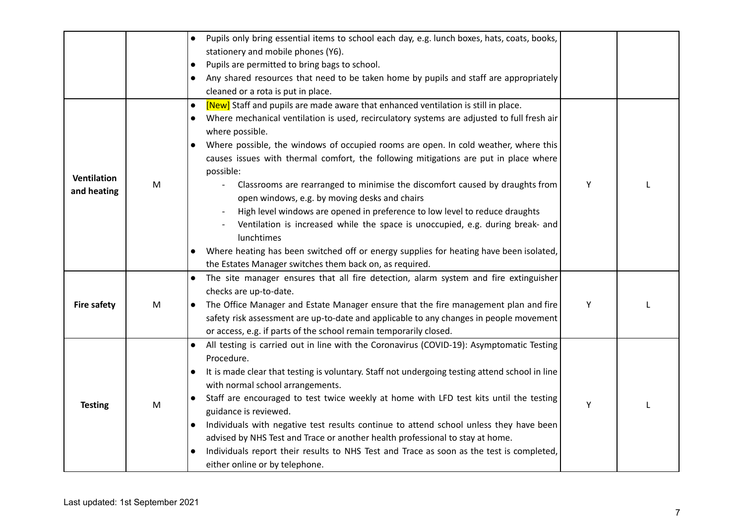| | | | | |
|---|---|---|---|---|
| | | • Pupils only bring essential items to school each day, e.g. lunch boxes, hats, coats, books, stationery and mobile phones (Y6).<br>• Pupils are permitted to bring bags to school.<br>• Any shared resources that need to be taken home by pupils and staff are appropriately cleaned or a rota is put in place. | | |
| **Ventilation and heating** | M | • [New] Staff and pupils are made aware that enhanced ventilation is still in place.<br>• Where mechanical ventilation is used, recirculatory systems are adjusted to full fresh air where possible.<br>• Where possible, the windows of occupied rooms are open. In cold weather, where this causes issues with thermal comfort, the following mitigations are put in place where possible:<br>  - Classrooms are rearranged to minimise the discomfort caused by draughts from open windows, e.g. by moving desks and chairs<br>  - High level windows are opened in preference to low level to reduce draughts<br>  - Ventilation is increased while the space is unoccupied, e.g. during break- and lunchtimes<br>• Where heating has been switched off or energy supplies for heating have been isolated, the Estates Manager switches them back on, as required. | Y | L |
| **Fire safety** | M | • The site manager ensures that all fire detection, alarm system and fire extinguisher checks are up-to-date.<br>• The Office Manager and Estate Manager ensure that the fire management plan and fire safety risk assessment are up-to-date and applicable to any changes in people movement or access, e.g. if parts of the school remain temporarily closed. | Y | L |
| **Testing** | M | • All testing is carried out in line with the Coronavirus (COVID-19): Asymptomatic Testing Procedure.<br>• It is made clear that testing is voluntary. Staff not undergoing testing attend school in line with normal school arrangements.<br>• Staff are encouraged to test twice weekly at home with LFD test kits until the testing guidance is reviewed.<br>• Individuals with negative test results continue to attend school unless they have been advised by NHS Test and Trace or another health professional to stay at home.<br>• Individuals report their results to NHS Test and Trace as soon as the test is completed, either online or by telephone. | Y | L |

Last updated: 1st September 2021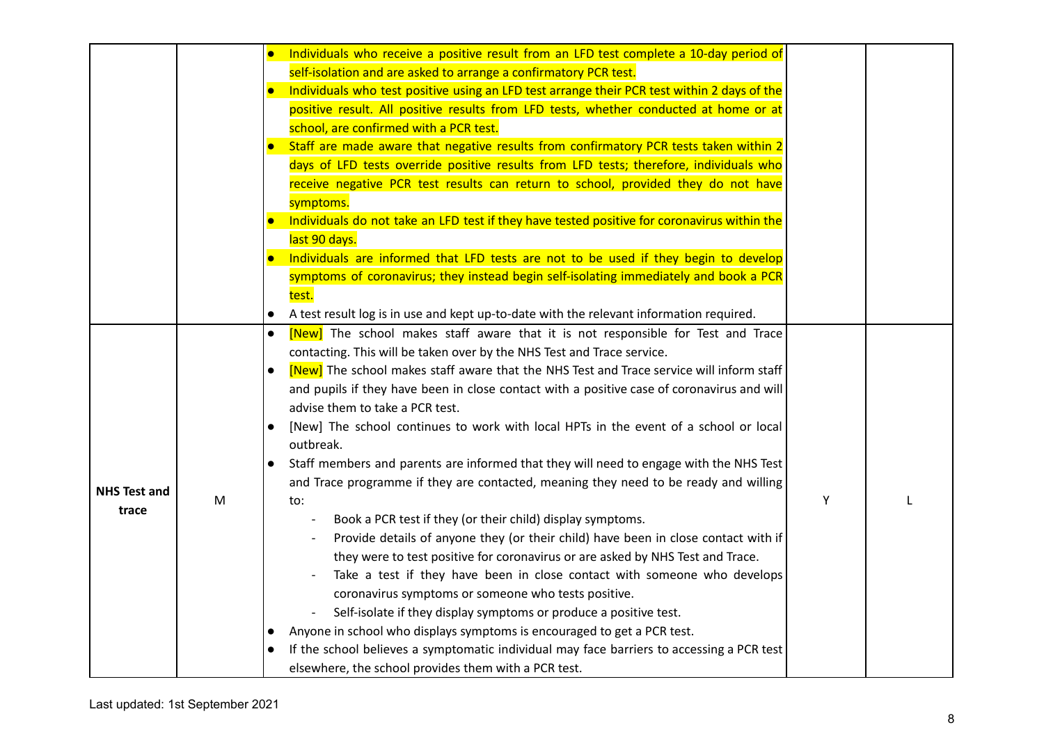| | | | | |
|---|---|---|---|---|
| | | • Individuals who receive a positive result from an LFD test complete a 10-day period of self-isolation and are asked to arrange a confirmatory PCR test.<br>• Individuals who test positive using an LFD test arrange their PCR test within 2 days of the positive result. All positive results from LFD tests, whether conducted at home or at school, are confirmed with a PCR test.<br>• Staff are made aware that negative results from confirmatory PCR tests taken within 2 days of LFD tests override positive results from LFD tests; therefore, individuals who receive negative PCR test results can return to school, provided they do not have symptoms.<br>• Individuals do not take an LFD test if they have tested positive for coronavirus within the last 90 days.<br>• Individuals are informed that LFD tests are not to be used if they begin to develop symptoms of coronavirus; they instead begin self-isolating immediately and book a PCR test.<br>• A test result log is in use and kept up-to-date with the relevant information required. | | |
| **NHS Test and trace** | M | • [New] The school makes staff aware that it is not responsible for Test and Trace contacting. This will be taken over by the NHS Test and Trace service.<br>• [New] The school makes staff aware that the NHS Test and Trace service will inform staff and pupils if they have been in close contact with a positive case of coronavirus and will advise them to take a PCR test.<br>• [New] The school continues to work with local HPTs in the event of a school or local outbreak.<br>• Staff members and parents are informed that they will need to engage with the NHS Test and Trace programme if they are contacted, meaning they need to be ready and willing to:<br>- Book a PCR test if they (or their child) display symptoms.<br>- Provide details of anyone they (or their child) have been in close contact with if they were to test positive for coronavirus or are asked by NHS Test and Trace.<br>- Take a test if they have been in close contact with someone who develops coronavirus symptoms or someone who tests positive.<br>- Self-isolate if they display symptoms or produce a positive test.<br>• Anyone in school who displays symptoms is encouraged to get a PCR test.<br>• If the school believes a symptomatic individual may face barriers to accessing a PCR test elsewhere, the school provides them with a PCR test. | Y | L |

Last updated: 1st September 2021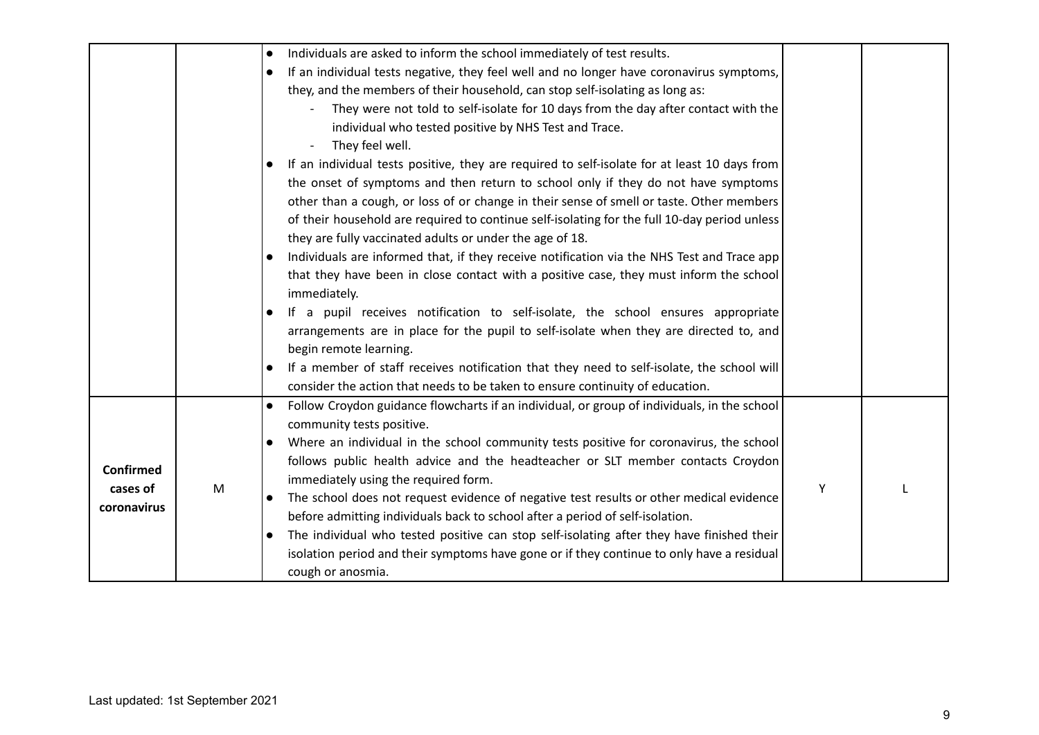| | | | | |
|---|---|---|---|---|
| | | • Individuals are asked to inform the school immediately of test results.<br>• If an individual tests negative, they feel well and no longer have coronavirus symptoms, they, and the members of their household, can stop self-isolating as long as:<br>&nbsp;&nbsp;&nbsp;- They were not told to self-isolate for 10 days from the day after contact with the individual who tested positive by NHS Test and Trace.<br>&nbsp;&nbsp;&nbsp;- They feel well.<br>• If an individual tests positive, they are required to self-isolate for at least 10 days from the onset of symptoms and then return to school only if they do not have symptoms other than a cough, or loss of or change in their sense of smell or taste. Other members of their household are required to continue self-isolating for the full 10-day period unless they are fully vaccinated adults or under the age of 18.<br>• Individuals are informed that, if they receive notification via the NHS Test and Trace app that they have been in close contact with a positive case, they must inform the school immediately.<br>• If a pupil receives notification to self-isolate, the school ensures appropriate arrangements are in place for the pupil to self-isolate when they are directed to, and begin remote learning.<br>• If a member of staff receives notification that they need to self-isolate, the school will consider the action that needs to be taken to ensure continuity of education. | | |
| **Confirmed cases of coronavirus** | M | • Follow Croydon guidance flowcharts if an individual, or group of individuals, in the school community tests positive.<br>• Where an individual in the school community tests positive for coronavirus, the school follows public health advice and the headteacher or SLT member contacts Croydon immediately using the required form.<br>• The school does not request evidence of negative test results or other medical evidence before admitting individuals back to school after a period of self-isolation.<br>• The individual who tested positive can stop self-isolating after they have finished their isolation period and their symptoms have gone or if they continue to only have a residual cough or anosmia. | Y | L |

Last updated: 1st September 2021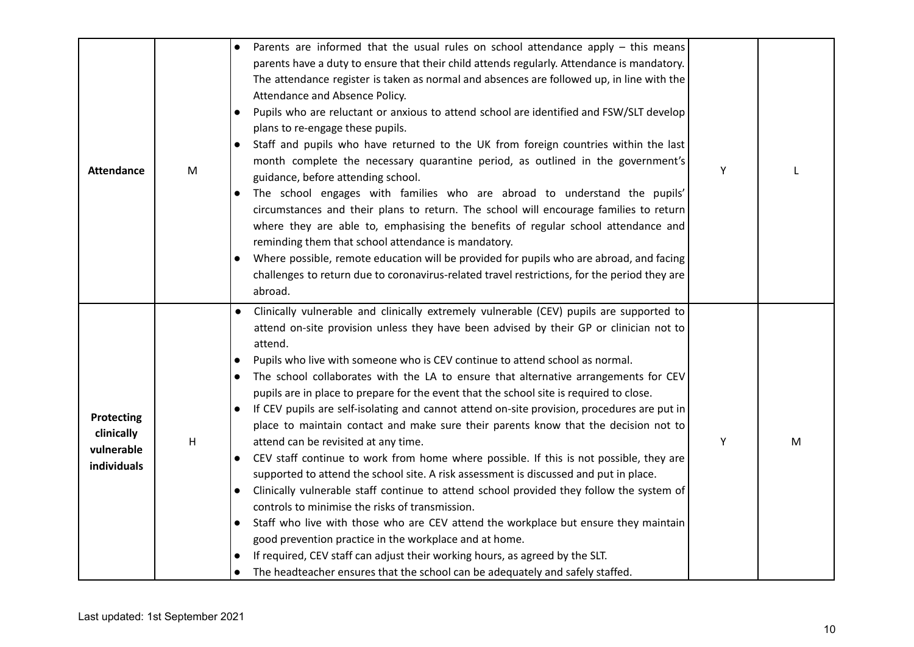| | | | | |
|---|---|---|---|---|
| **Attendance** | M | • Parents are informed that the usual rules on school attendance apply – this means parents have a duty to ensure that their child attends regularly. Attendance is mandatory. The attendance register is taken as normal and absences are followed up, in line with the Attendance and Absence Policy.<br>• Pupils who are reluctant or anxious to attend school are identified and FSW/SLT develop plans to re-engage these pupils.<br>• Staff and pupils who have returned to the UK from foreign countries within the last month complete the necessary quarantine period, as outlined in the government's guidance, before attending school.<br>• The school engages with families who are abroad to understand the pupils' circumstances and their plans to return. The school will encourage families to return where they are able to, emphasising the benefits of regular school attendance and reminding them that school attendance is mandatory.<br>• Where possible, remote education will be provided for pupils who are abroad, and facing challenges to return due to coronavirus-related travel restrictions, for the period they are abroad. | Y | L |
| **Protecting clinically vulnerable individuals** | H | • Clinically vulnerable and clinically extremely vulnerable (CEV) pupils are supported to attend on-site provision unless they have been advised by their GP or clinician not to attend.<br>• Pupils who live with someone who is CEV continue to attend school as normal.<br>• The school collaborates with the LA to ensure that alternative arrangements for CEV pupils are in place to prepare for the event that the school site is required to close.<br>• If CEV pupils are self-isolating and cannot attend on-site provision, procedures are put in place to maintain contact and make sure their parents know that the decision not to attend can be revisited at any time.<br>• CEV staff continue to work from home where possible. If this is not possible, they are supported to attend the school site. A risk assessment is discussed and put in place.<br>• Clinically vulnerable staff continue to attend school provided they follow the system of controls to minimise the risks of transmission.<br>• Staff who live with those who are CEV attend the workplace but ensure they maintain good prevention practice in the workplace and at home.<br>• If required, CEV staff can adjust their working hours, as agreed by the SLT.<br>• The headteacher ensures that the school can be adequately and safely staffed. | Y | M |

Last updated: 1st September 2021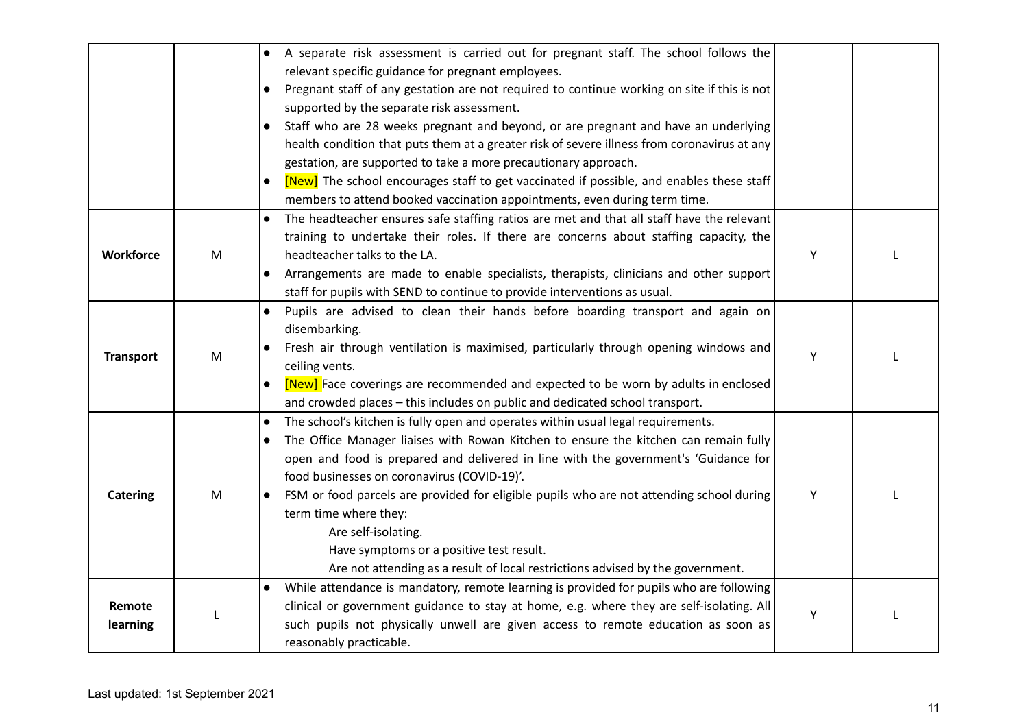| | | | | |
|---|---|---|---|---|
| | | • A separate risk assessment is carried out for pregnant staff. The school follows the relevant specific guidance for pregnant employees.<br>• Pregnant staff of any gestation are not required to continue working on site if this is not supported by the separate risk assessment.<br>• Staff who are 28 weeks pregnant and beyond, or are pregnant and have an underlying health condition that puts them at a greater risk of severe illness from coronavirus at any gestation, are supported to take a more precautionary approach.<br>• [New] The school encourages staff to get vaccinated if possible, and enables these staff members to attend booked vaccination appointments, even during term time. | | |
| **Workforce** | M | • The headteacher ensures safe staffing ratios are met and that all staff have the relevant training to undertake their roles. If there are concerns about staffing capacity, the headteacher talks to the LA.<br>• Arrangements are made to enable specialists, therapists, clinicians and other support staff for pupils with SEND to continue to provide interventions as usual. | Y | L |
| **Transport** | M | • Pupils are advised to clean their hands before boarding transport and again on disembarking.<br>• Fresh air through ventilation is maximised, particularly through opening windows and ceiling vents.<br>• [New] Face coverings are recommended and expected to be worn by adults in enclosed and crowded places – this includes on public and dedicated school transport. | Y | L |
| **Catering** | M | • The school's kitchen is fully open and operates within usual legal requirements.<br>• The Office Manager liaises with Rowan Kitchen to ensure the kitchen can remain fully open and food is prepared and delivered in line with the government's 'Guidance for food businesses on coronavirus (COVID-19)'.<br>• FSM or food parcels are provided for eligible pupils who are not attending school during term time where they:<br>Are self-isolating.<br>Have symptoms or a positive test result.<br>Are not attending as a result of local restrictions advised by the government. | Y | L |
| **Remote learning** | L | • While attendance is mandatory, remote learning is provided for pupils who are following clinical or government guidance to stay at home, e.g. where they are self-isolating. All such pupils not physically unwell are given access to remote education as soon as reasonably practicable. | Y | L |

Last updated: 1st September 2021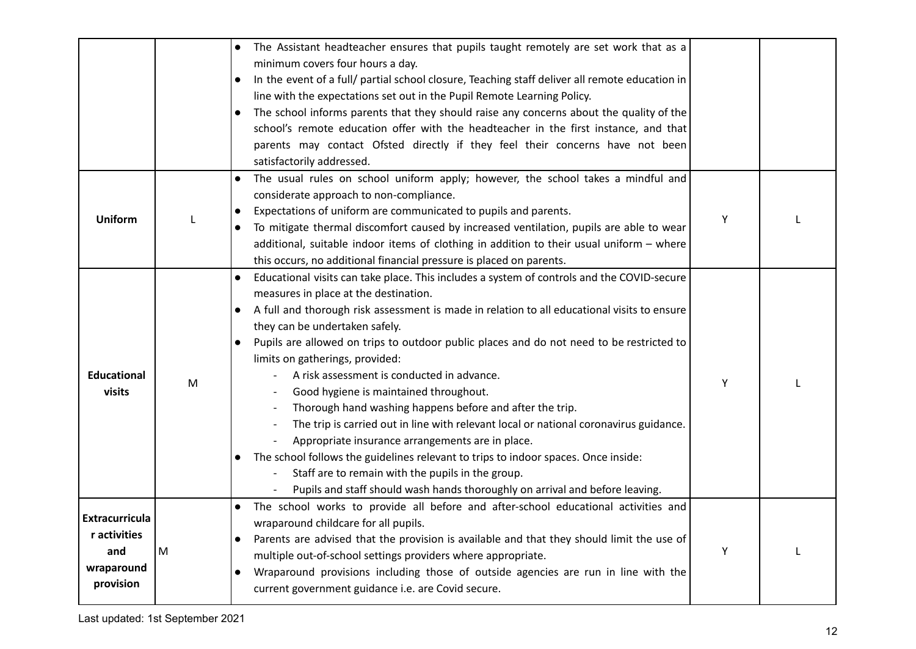| | | | | |
|---|---|---|---|---|
| | | • The Assistant headteacher ensures that pupils taught remotely are set work that as a minimum covers four hours a day.<br>• In the event of a full/ partial school closure, Teaching staff deliver all remote education in line with the expectations set out in the Pupil Remote Learning Policy.<br>• The school informs parents that they should raise any concerns about the quality of the school's remote education offer with the headteacher in the first instance, and that parents may contact Ofsted directly if they feel their concerns have not been satisfactorily addressed. | | |
| **Uniform** | L | • The usual rules on school uniform apply; however, the school takes a mindful and considerate approach to non-compliance.<br>• Expectations of uniform are communicated to pupils and parents.<br>• To mitigate thermal discomfort caused by increased ventilation, pupils are able to wear additional, suitable indoor items of clothing in addition to their usual uniform – where this occurs, no additional financial pressure is placed on parents. | Y | L |
| **Educational visits** | M | • Educational visits can take place. This includes a system of controls and the COVID-secure measures in place at the destination.<br>• A full and thorough risk assessment is made in relation to all educational visits to ensure they can be undertaken safely.<br>• Pupils are allowed on trips to outdoor public places and do not need to be restricted to limits on gatherings, provided:<br>  - A risk assessment is conducted in advance.<br>  - Good hygiene is maintained throughout.<br>  - Thorough hand washing happens before and after the trip.<br>  - The trip is carried out in line with relevant local or national coronavirus guidance.<br>  - Appropriate insurance arrangements are in place.<br>• The school follows the guidelines relevant to trips to indoor spaces. Once inside:<br>  - Staff are to remain with the pupils in the group.<br>  - Pupils and staff should wash hands thoroughly on arrival and before leaving. | Y | L |
| **Extracurricular activities and wraparound provision** | M | • The school works to provide all before and after-school educational activities and wraparound childcare for all pupils.<br>• Parents are advised that the provision is available and that they should limit the use of multiple out-of-school settings providers where appropriate.<br>• Wraparound provisions including those of outside agencies are run in line with the current government guidance i.e. are Covid secure. | Y | L |

Last updated: 1st September 2021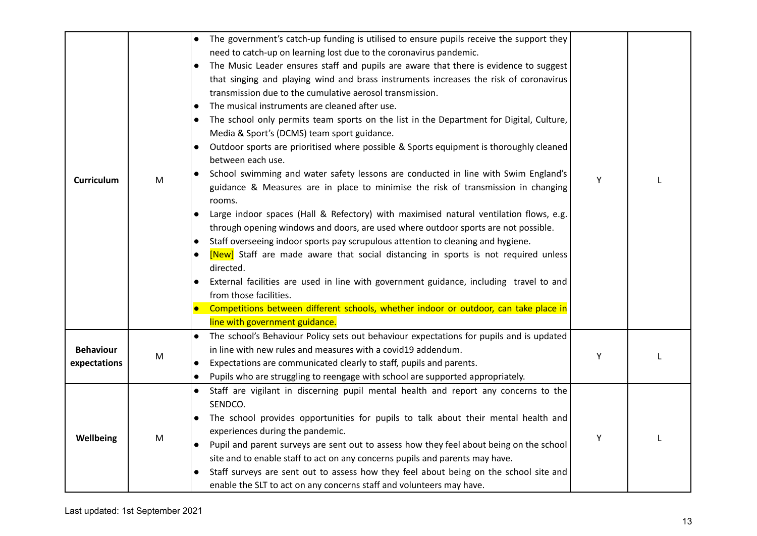| | | | | |
|---|---|---|---|---|
| **Curriculum** | M | • The government's catch-up funding is utilised to ensure pupils receive the support they need to catch-up on learning lost due to the coronavirus pandemic.<br>• The Music Leader ensures staff and pupils are aware that there is evidence to suggest that singing and playing wind and brass instruments increases the risk of coronavirus transmission due to the cumulative aerosol transmission.<br>• The musical instruments are cleaned after use.<br>• The school only permits team sports on the list in the Department for Digital, Culture, Media & Sport's (DCMS) team sport guidance.<br>• Outdoor sports are prioritised where possible & Sports equipment is thoroughly cleaned between each use.<br>• School swimming and water safety lessons are conducted in line with Swim England's guidance & Measures are in place to minimise the risk of transmission in changing rooms.<br>• Large indoor spaces (Hall & Refectory) with maximised natural ventilation flows, e.g. through opening windows and doors, are used where outdoor sports are not possible.<br>• Staff overseeing indoor sports pay scrupulous attention to cleaning and hygiene.<br>• [New] Staff are made aware that social distancing in sports is not required unless directed.<br>• External facilities are used in line with government guidance, including travel to and from those facilities.<br>• Competitions between different schools, whether indoor or outdoor, can take place in line with government guidance. | Y | L |
| **Behaviour expectations** | M | • The school's Behaviour Policy sets out behaviour expectations for pupils and is updated in line with new rules and measures with a covid19 addendum.<br>• Expectations are communicated clearly to staff, pupils and parents.<br>• Pupils who are struggling to reengage with school are supported appropriately. | Y | L |
| **Wellbeing** | M | • Staff are vigilant in discerning pupil mental health and report any concerns to the SENDCO.<br>• The school provides opportunities for pupils to talk about their mental health and experiences during the pandemic.<br>• Pupil and parent surveys are sent out to assess how they feel about being on the school site and to enable staff to act on any concerns pupils and parents may have.<br>• Staff surveys are sent out to assess how they feel about being on the school site and enable the SLT to act on any concerns staff and volunteers may have. | Y | L |

Last updated: 1st September 2021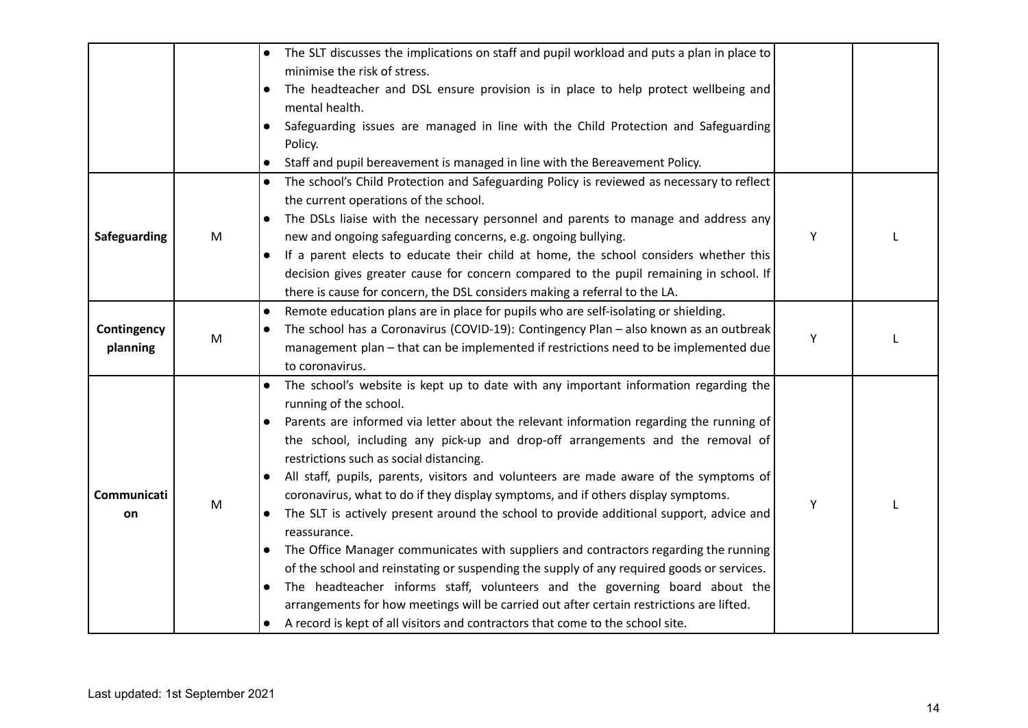| | | | | |
|---|---|---|---|---|
| | | • The SLT discusses the implications on staff and pupil workload and puts a plan in place to minimise the risk of stress.<br>• The headteacher and DSL ensure provision is in place to help protect wellbeing and mental health.<br>• Safeguarding issues are managed in line with the Child Protection and Safeguarding Policy.<br>• Staff and pupil bereavement is managed in line with the Bereavement Policy. | | |
| **Safeguarding** | M | • The school's Child Protection and Safeguarding Policy is reviewed as necessary to reflect the current operations of the school.<br>• The DSLs liaise with the necessary personnel and parents to manage and address any new and ongoing safeguarding concerns, e.g. ongoing bullying.<br>• If a parent elects to educate their child at home, the school considers whether this decision gives greater cause for concern compared to the pupil remaining in school. If there is cause for concern, the DSL considers making a referral to the LA. | Y | L |
| **Contingency planning** | M | • Remote education plans are in place for pupils who are self-isolating or shielding.<br>• The school has a Coronavirus (COVID-19): Contingency Plan – also known as an outbreak management plan – that can be implemented if restrictions need to be implemented due to coronavirus. | Y | L |
| **Communication** | M | • The school's website is kept up to date with any important information regarding the running of the school.<br>• Parents are informed via letter about the relevant information regarding the running of the school, including any pick-up and drop-off arrangements and the removal of restrictions such as social distancing.<br>• All staff, pupils, parents, visitors and volunteers are made aware of the symptoms of coronavirus, what to do if they display symptoms, and if others display symptoms.<br>• The SLT is actively present around the school to provide additional support, advice and reassurance.<br>• The Office Manager communicates with suppliers and contractors regarding the running of the school and reinstating or suspending the supply of any required goods or services.<br>• The headteacher informs staff, volunteers and the governing board about the arrangements for how meetings will be carried out after certain restrictions are lifted.<br>• A record is kept of all visitors and contractors that come to the school site. | Y | L |

Last updated: 1st September 2021